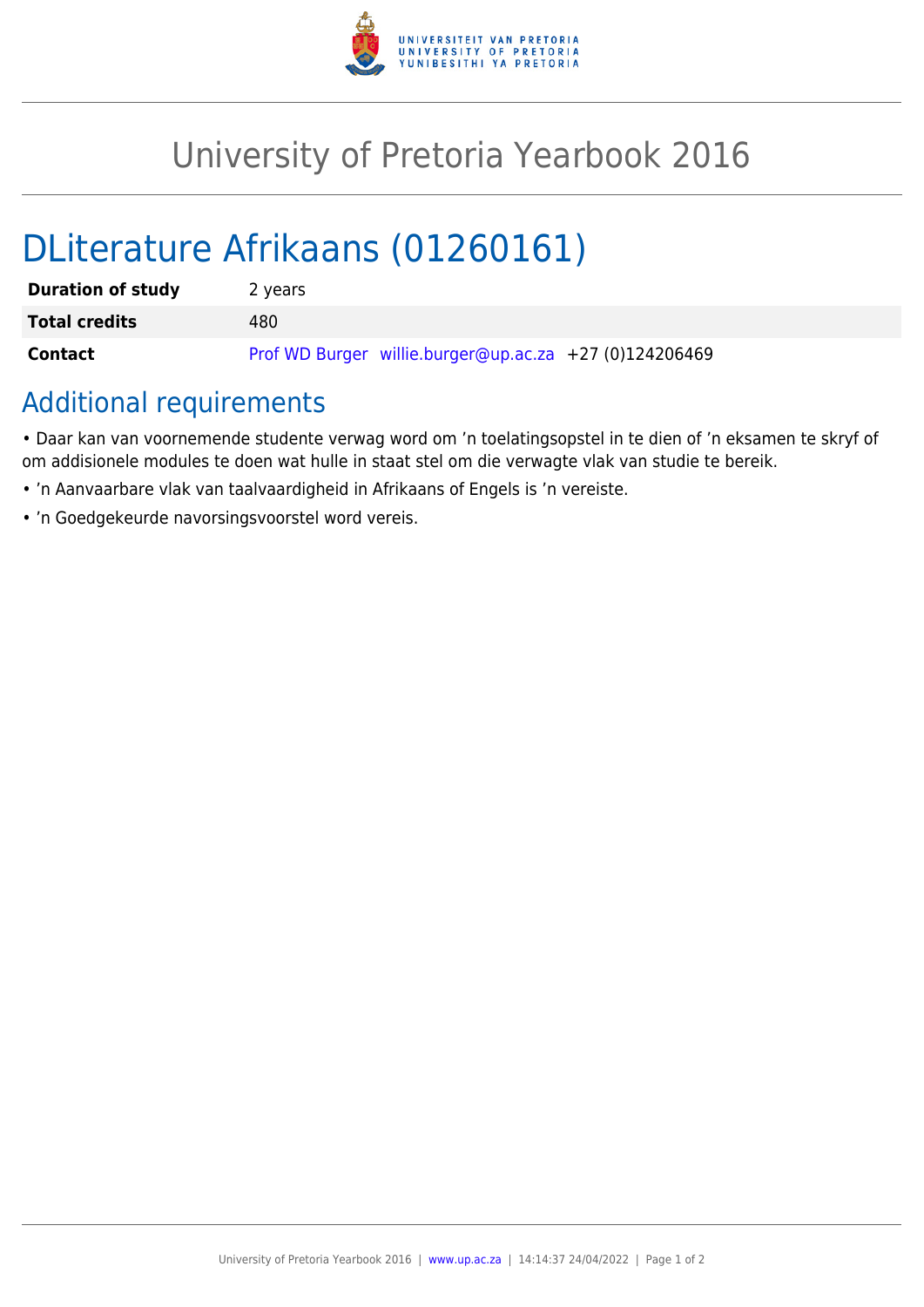# University of Pretoria Yearbook 2016

# DLiterature Afrikaans (01260161)

| | |
|---|---|
| **Duration of study** | 2 years |
| **Total credits** | 480 |
| **Contact** | Prof WD Burger willie.burger@up.ac.za +27 (0)124206469 |

## Additional requirements

- Daar kan van voornemende studente verwag word om 'n toelatingsopstel in te dien of 'n eksamen te skryf of om addisionele modules te doen wat hulle in staat stel om die verwagte vlak van studie te bereik.
- 'n Aanvaarbare vlak van taalvaardigheid in Afrikaans of Engels is 'n vereiste.
- 'n Goedgekeurde navorsingsvoorstel word vereis.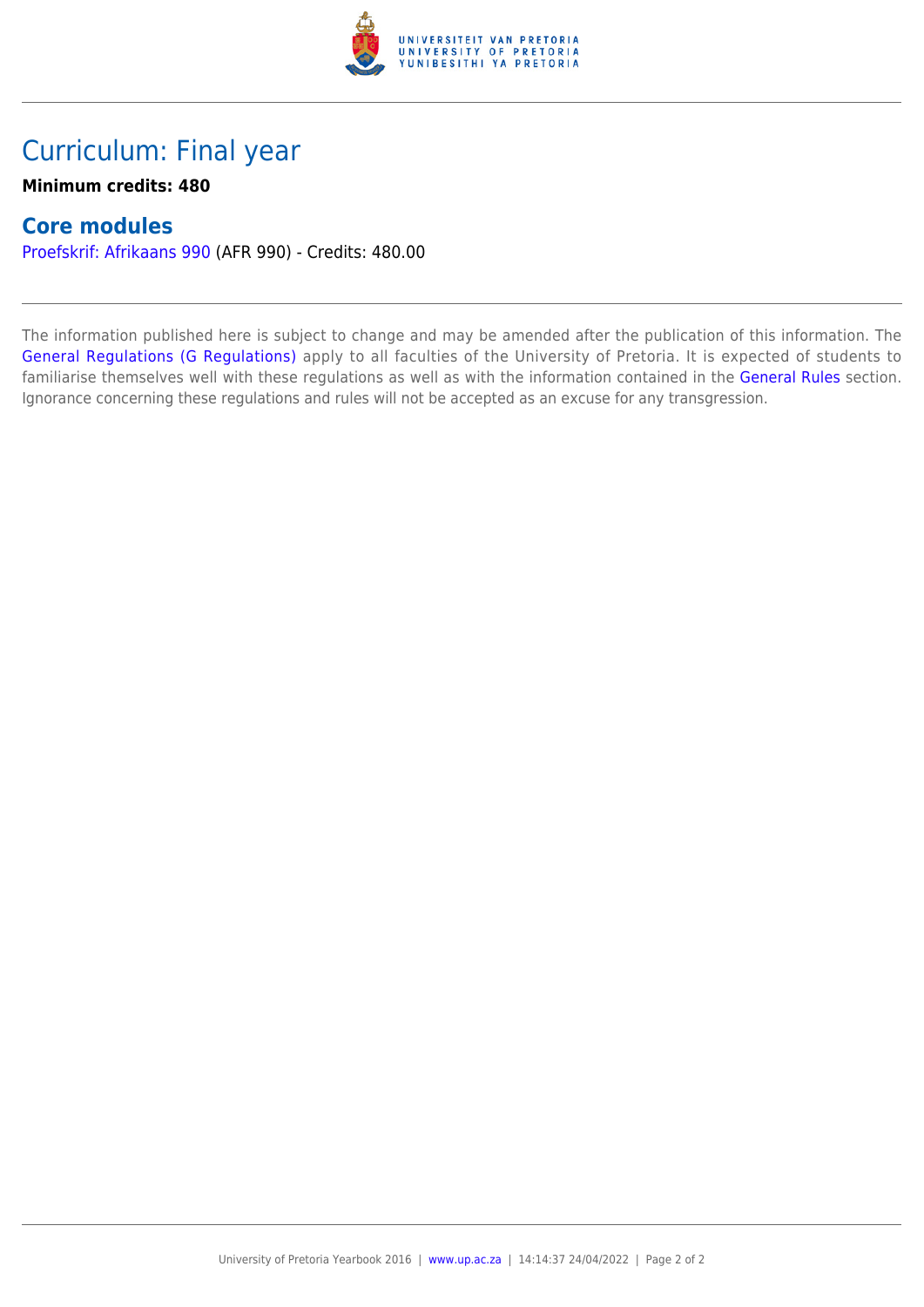## Curriculum: Final year

**Minimum credits: 480**

### Core modules

Proefskrif: Afrikaans 990 (AFR 990) - Credits: 480.00

The information published here is subject to change and may be amended after the publication of this information. The General Regulations (G Regulations) apply to all faculties of the University of Pretoria. It is expected of students to familiarise themselves well with these regulations as well as with the information contained in the General Rules section. Ignorance concerning these regulations and rules will not be accepted as an excuse for any transgression.